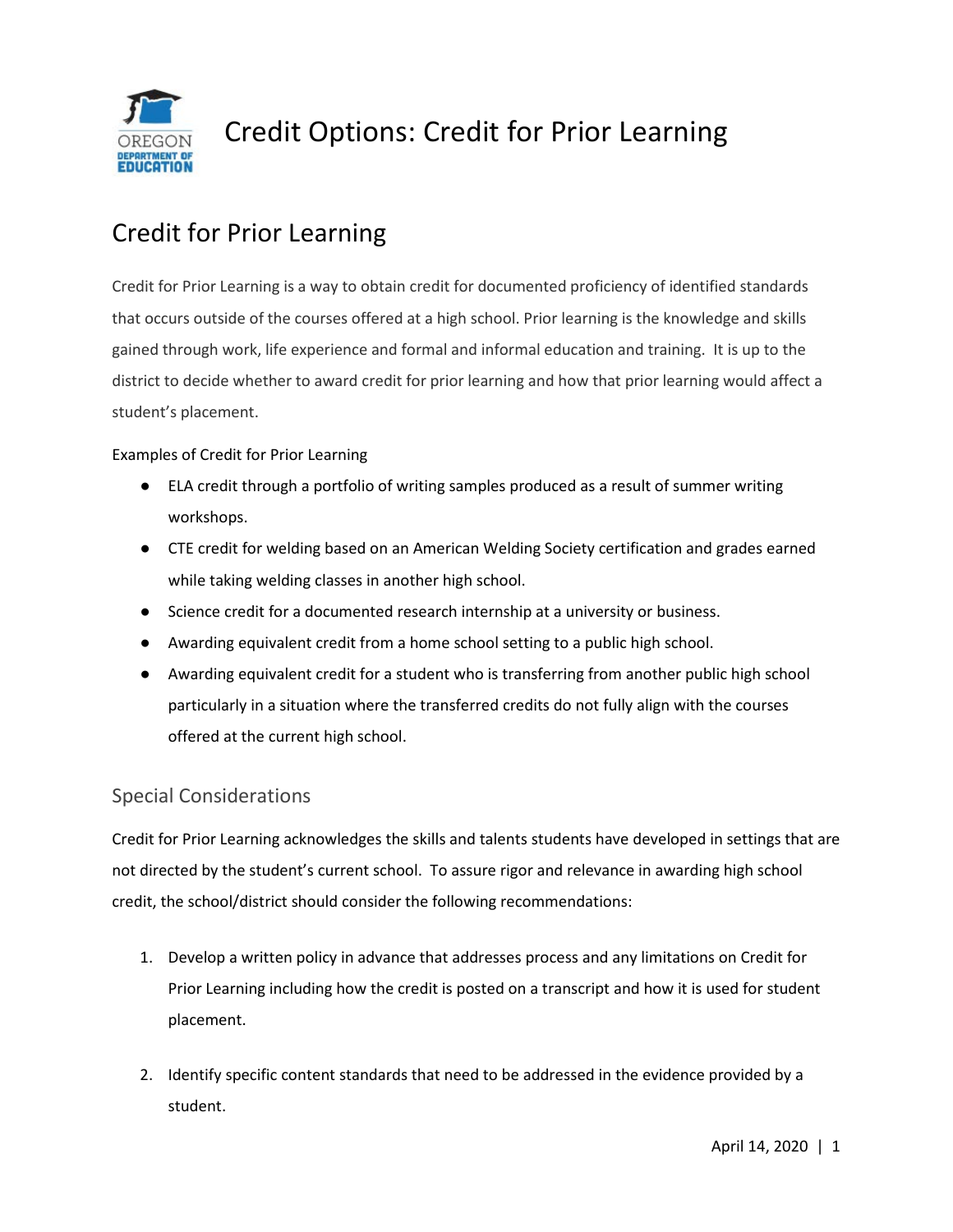# Credit Options: Credit for Prior Learning

## Credit for Prior Learning

Credit for Prior Learning is a way to obtain credit for documented proficiency of identified standards that occurs outside of the courses offered at a high school. Prior learning is the knowledge and skills gained through work, life experience and formal and informal education and training. It is up to the district to decide whether to award credit for prior learning and how that prior learning would affect a student's placement.

Examples of Credit for Prior Learning

- ELA credit through a portfolio of writing samples produced as a result of summer writing workshops.
- CTE credit for welding based on an American Welding Society certification and grades earned while taking welding classes in another high school.
- Science credit for a documented research internship at a university or business.
- Awarding equivalent credit from a home school setting to a public high school.
- Awarding equivalent credit for a student who is transferring from another public high school particularly in a situation where the transferred credits do not fully align with the courses offered at the current high school.

### Special Considerations

Credit for Prior Learning acknowledges the skills and talents students have developed in settings that are not directed by the student's current school. To assure rigor and relevance in awarding high school credit, the school/district should consider the following recommendations:

1. Develop a written policy in advance that addresses process and any limitations on Credit for Prior Learning including how the credit is posted on a transcript and how it is used for student placement.

2. Identify specific content standards that need to be addressed in the evidence provided by a student.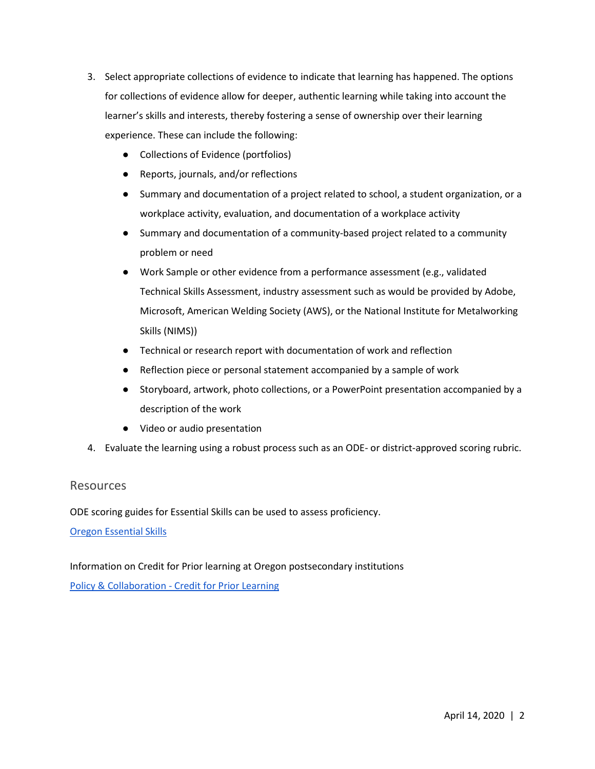3. Select appropriate collections of evidence to indicate that learning has happened. The options for collections of evidence allow for deeper, authentic learning while taking into account the learner's skills and interests, thereby fostering a sense of ownership over their learning experience. These can include the following:
   - Collections of Evidence (portfolios)
   - Reports, journals, and/or reflections
   - Summary and documentation of a project related to school, a student organization, or a workplace activity, evaluation, and documentation of a workplace activity
   - Summary and documentation of a community-based project related to a community problem or need
   - Work Sample or other evidence from a performance assessment (e.g., validated Technical Skills Assessment, industry assessment such as would be provided by Adobe, Microsoft, American Welding Society (AWS), or the National Institute for Metalworking Skills (NIMS))
   - Technical or research report with documentation of work and reflection
   - Reflection piece or personal statement accompanied by a sample of work
   - Storyboard, artwork, photo collections, or a PowerPoint presentation accompanied by a description of the work
   - Video or audio presentation
4. Evaluate the learning using a robust process such as an ODE- or district-approved scoring rubric.

## Resources

ODE scoring guides for Essential Skills can be used to assess proficiency.

Oregon Essential Skills

Information on Credit for Prior learning at Oregon postsecondary institutions

Policy & Collaboration - Credit for Prior Learning